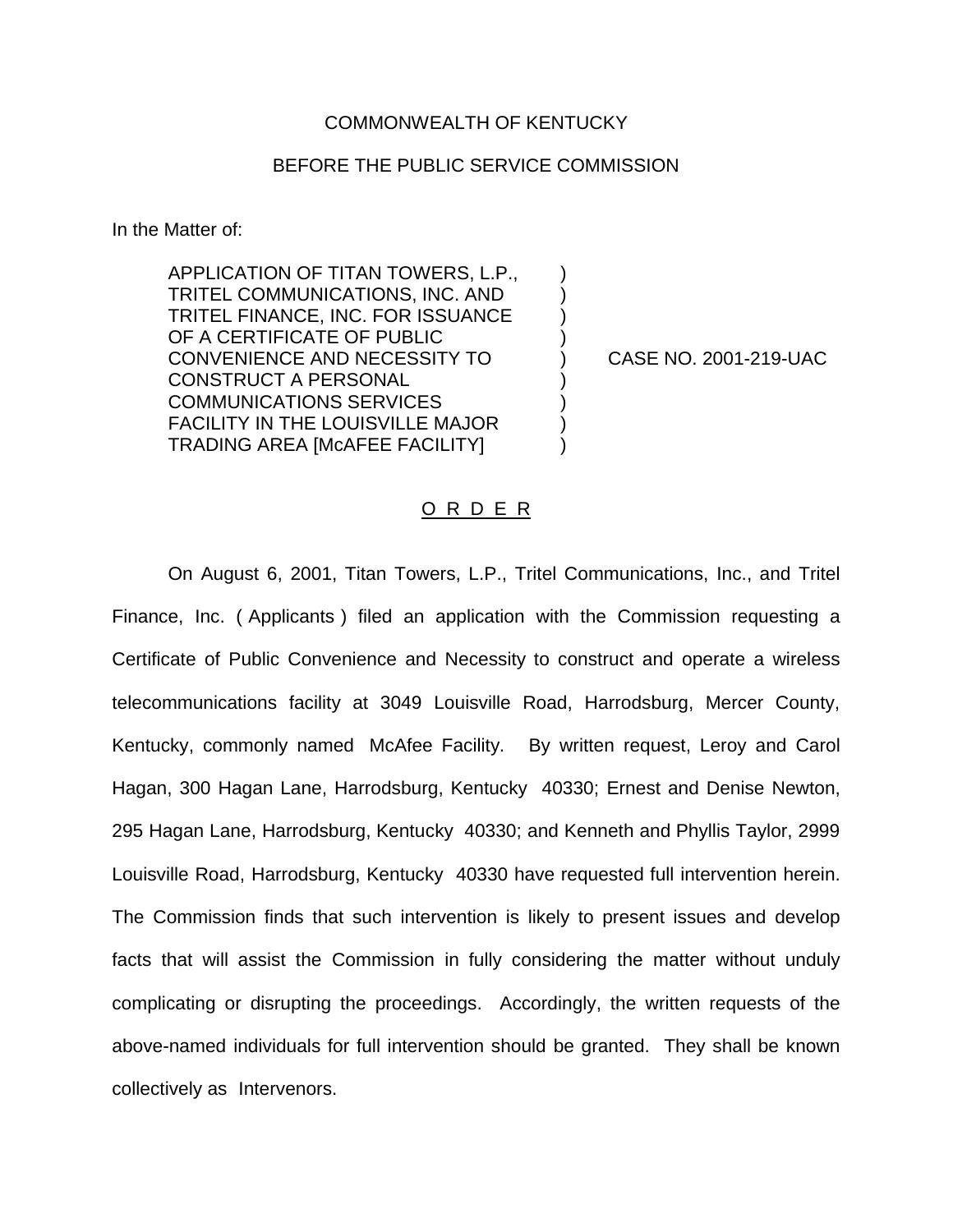COMMONWEALTH OF KENTUCKY

BEFORE THE PUBLIC SERVICE COMMISSION

In the Matter of:

| | | |
|---|---|---|
| APPLICATION OF TITAN TOWERS, L.P., TRITEL COMMUNICATIONS, INC. AND TRITEL FINANCE, INC. FOR ISSUANCE OF A CERTIFICATE OF PUBLIC CONVENIENCE AND NECESSITY TO CONSTRUCT A PERSONAL COMMUNICATIONS SERVICES FACILITY IN THE LOUISVILLE MAJOR TRADING AREA [McAFEE FACILITY] | ) | CASE NO. 2001-219-UAC |

# O R D E R

On August 6, 2001, Titan Towers, L.P., Tritel Communications, Inc., and Tritel Finance, Inc. ( Applicants ) filed an application with the Commission requesting a Certificate of Public Convenience and Necessity to construct and operate a wireless telecommunications facility at 3049 Louisville Road, Harrodsburg, Mercer County, Kentucky, commonly named McAfee Facility. By written request, Leroy and Carol Hagan, 300 Hagan Lane, Harrodsburg, Kentucky 40330; Ernest and Denise Newton, 295 Hagan Lane, Harrodsburg, Kentucky 40330; and Kenneth and Phyllis Taylor, 2999 Louisville Road, Harrodsburg, Kentucky 40330 have requested full intervention herein. The Commission finds that such intervention is likely to present issues and develop facts that will assist the Commission in fully considering the matter without unduly complicating or disrupting the proceedings. Accordingly, the written requests of the above-named individuals for full intervention should be granted. They shall be known collectively as Intervenors.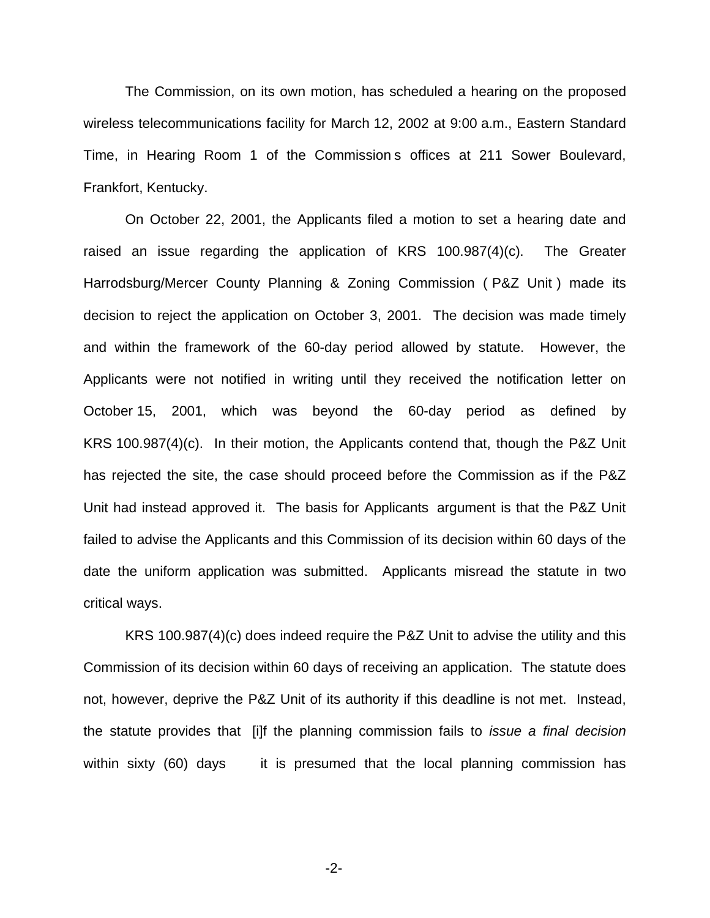The Commission, on its own motion, has scheduled a hearing on the proposed wireless telecommunications facility for March 12, 2002 at 9:00 a.m., Eastern Standard Time, in Hearing Room 1 of the Commission s offices at 211 Sower Boulevard, Frankfort, Kentucky.

On October 22, 2001, the Applicants filed a motion to set a hearing date and raised an issue regarding the application of KRS 100.987(4)(c). The Greater Harrodsburg/Mercer County Planning & Zoning Commission ( P&Z Unit ) made its decision to reject the application on October 3, 2001. The decision was made timely and within the framework of the 60-day period allowed by statute. However, the Applicants were not notified in writing until they received the notification letter on October 15, 2001, which was beyond the 60-day period as defined by KRS 100.987(4)(c). In their motion, the Applicants contend that, though the P&Z Unit has rejected the site, the case should proceed before the Commission as if the P&Z Unit had instead approved it. The basis for Applicants argument is that the P&Z Unit failed to advise the Applicants and this Commission of its decision within 60 days of the date the uniform application was submitted. Applicants misread the statute in two critical ways.

KRS 100.987(4)(c) does indeed require the P&Z Unit to advise the utility and this Commission of its decision within 60 days of receiving an application. The statute does not, however, deprive the P&Z Unit of its authority if this deadline is not met. Instead, the statute provides that [i]f the planning commission fails to *issue a final decision* within sixty (60) days it is presumed that the local planning commission has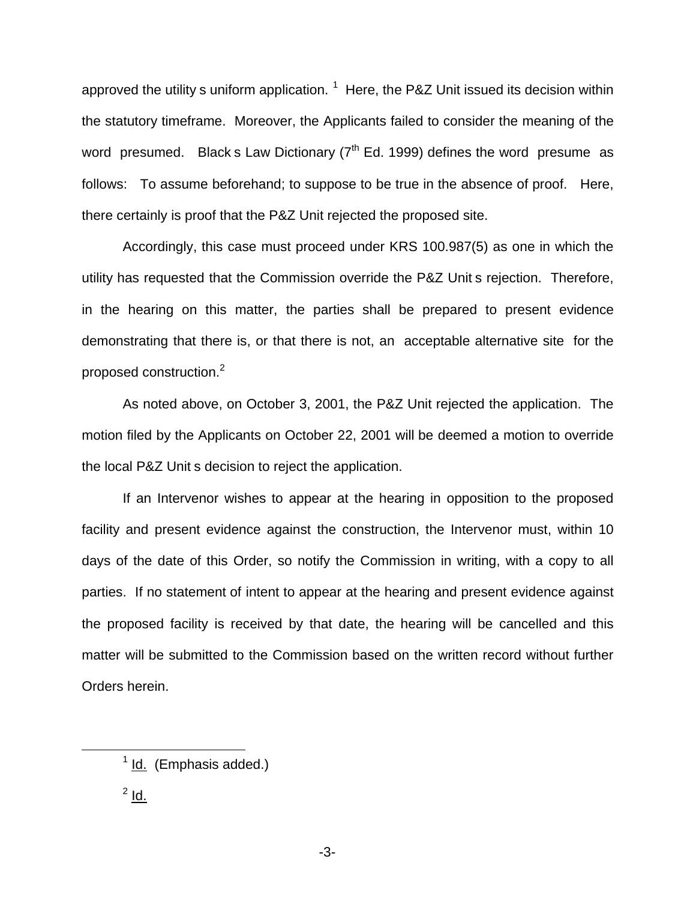approved the utility s uniform application. [1] Here, the P&Z Unit issued its decision within the statutory timeframe. Moreover, the Applicants failed to consider the meaning of the word presumed. Black s Law Dictionary (7th Ed. 1999) defines the word presume as follows: To assume beforehand; to suppose to be true in the absence of proof. Here, there certainly is proof that the P&Z Unit rejected the proposed site.

Accordingly, this case must proceed under KRS 100.987(5) as one in which the utility has requested that the Commission override the P&Z Unit s rejection. Therefore, in the hearing on this matter, the parties shall be prepared to present evidence demonstrating that there is, or that there is not, an acceptable alternative site for the proposed construction.[2]

As noted above, on October 3, 2001, the P&Z Unit rejected the application. The motion filed by the Applicants on October 22, 2001 will be deemed a motion to override the local P&Z Unit s decision to reject the application.

If an Intervenor wishes to appear at the hearing in opposition to the proposed facility and present evidence against the construction, the Intervenor must, within 10 days of the date of this Order, so notify the Commission in writing, with a copy to all parties. If no statement of intent to appear at the hearing and present evidence against the proposed facility is received by that date, the hearing will be cancelled and this matter will be submitted to the Commission based on the written record without further Orders herein.

---

[1] Id. (Emphasis added.)

[2] Id.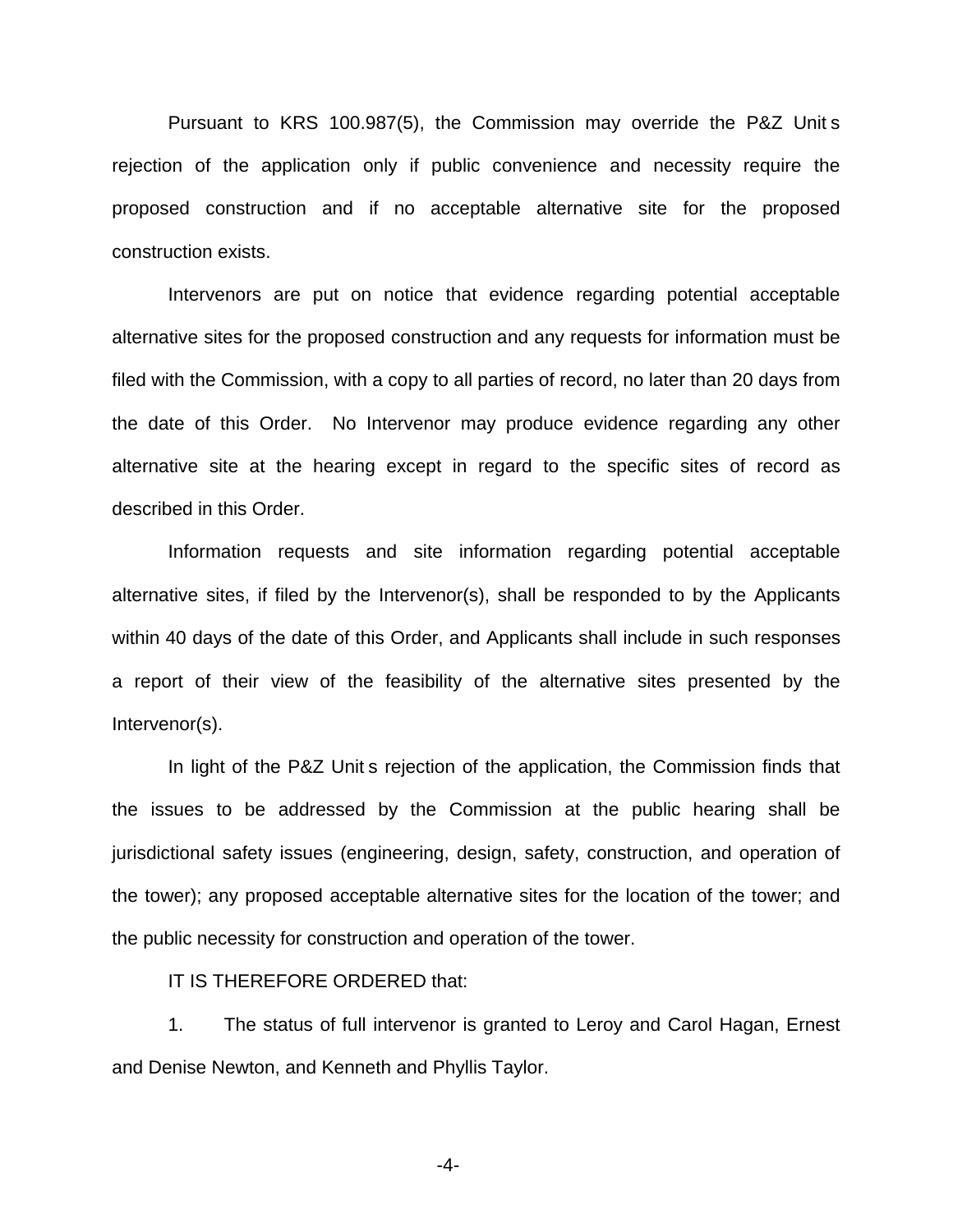Pursuant to KRS 100.987(5), the Commission may override the P&Z Unit s rejection of the application only if public convenience and necessity require the proposed construction and if no acceptable alternative site for the proposed construction exists.

Intervenors are put on notice that evidence regarding potential acceptable alternative sites for the proposed construction and any requests for information must be filed with the Commission, with a copy to all parties of record, no later than 20 days from the date of this Order. No Intervenor may produce evidence regarding any other alternative site at the hearing except in regard to the specific sites of record as described in this Order.

Information requests and site information regarding potential acceptable alternative sites, if filed by the Intervenor(s), shall be responded to by the Applicants within 40 days of the date of this Order, and Applicants shall include in such responses a report of their view of the feasibility of the alternative sites presented by the Intervenor(s).

In light of the P&Z Unit s rejection of the application, the Commission finds that the issues to be addressed by the Commission at the public hearing shall be jurisdictional safety issues (engineering, design, safety, construction, and operation of the tower); any proposed acceptable alternative sites for the location of the tower; and the public necessity for construction and operation of the tower.

IT IS THEREFORE ORDERED that:

1. The status of full intervenor is granted to Leroy and Carol Hagan, Ernest and Denise Newton, and Kenneth and Phyllis Taylor.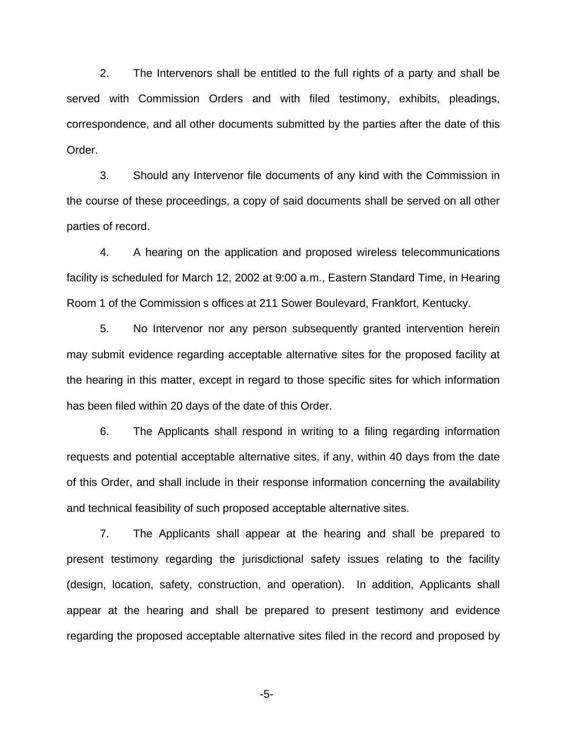2. The Intervenors shall be entitled to the full rights of a party and shall be served with Commission Orders and with filed testimony, exhibits, pleadings, correspondence, and all other documents submitted by the parties after the date of this Order.

3. Should any Intervenor file documents of any kind with the Commission in the course of these proceedings, a copy of said documents shall be served on all other parties of record.

4. A hearing on the application and proposed wireless telecommunications facility is scheduled for March 12, 2002 at 9:00 a.m., Eastern Standard Time, in Hearing Room 1 of the Commission s offices at 211 Sower Boulevard, Frankfort, Kentucky.

5. No Intervenor nor any person subsequently granted intervention herein may submit evidence regarding acceptable alternative sites for the proposed facility at the hearing in this matter, except in regard to those specific sites for which information has been filed within 20 days of the date of this Order.

6. The Applicants shall respond in writing to a filing regarding information requests and potential acceptable alternative sites, if any, within 40 days from the date of this Order, and shall include in their response information concerning the availability and technical feasibility of such proposed acceptable alternative sites.

7. The Applicants shall appear at the hearing and shall be prepared to present testimony regarding the jurisdictional safety issues relating to the facility (design, location, safety, construction, and operation). In addition, Applicants shall appear at the hearing and shall be prepared to present testimony and evidence regarding the proposed acceptable alternative sites filed in the record and proposed by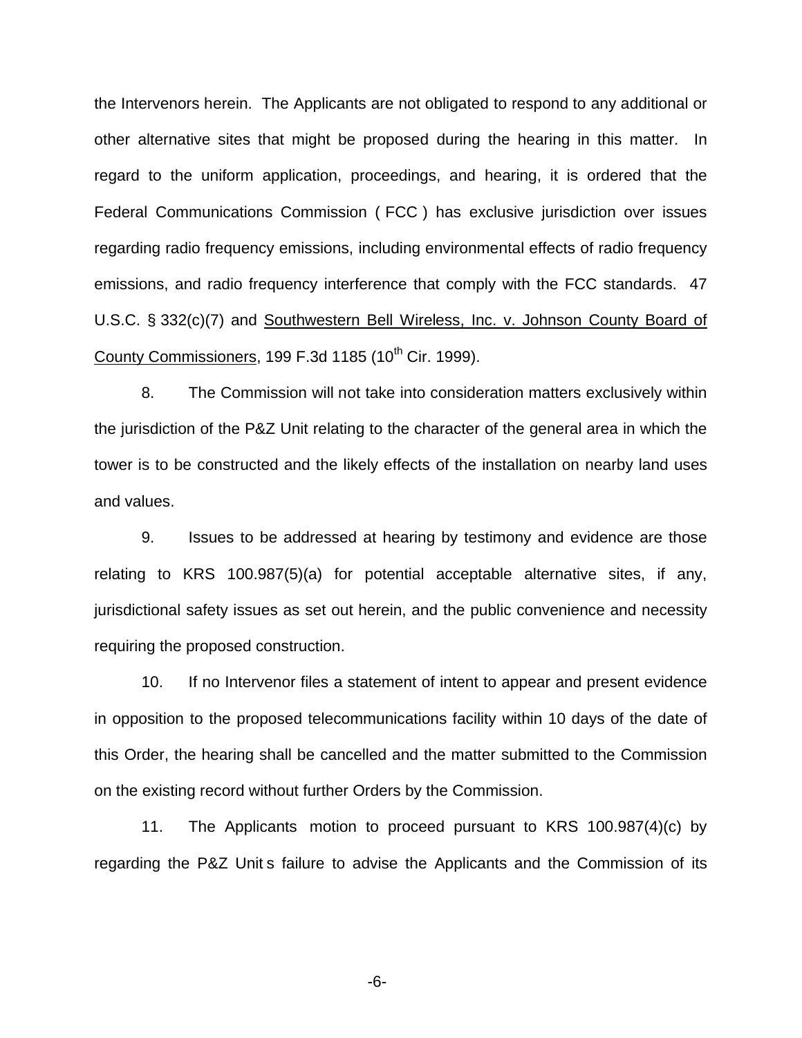the Intervenors herein. The Applicants are not obligated to respond to any additional or other alternative sites that might be proposed during the hearing in this matter. In regard to the uniform application, proceedings, and hearing, it is ordered that the Federal Communications Commission ( FCC ) has exclusive jurisdiction over issues regarding radio frequency emissions, including environmental effects of radio frequency emissions, and radio frequency interference that comply with the FCC standards. 47 U.S.C. § 332(c)(7) and Southwestern Bell Wireless, Inc. v. Johnson County Board of County Commissioners, 199 F.3d 1185 (10th Cir. 1999).

8. The Commission will not take into consideration matters exclusively within the jurisdiction of the P&Z Unit relating to the character of the general area in which the tower is to be constructed and the likely effects of the installation on nearby land uses and values.

9. Issues to be addressed at hearing by testimony and evidence are those relating to KRS 100.987(5)(a) for potential acceptable alternative sites, if any, jurisdictional safety issues as set out herein, and the public convenience and necessity requiring the proposed construction.

10. If no Intervenor files a statement of intent to appear and present evidence in opposition to the proposed telecommunications facility within 10 days of the date of this Order, the hearing shall be cancelled and the matter submitted to the Commission on the existing record without further Orders by the Commission.

11. The Applicants motion to proceed pursuant to KRS 100.987(4)(c) by regarding the P&Z Unit s failure to advise the Applicants and the Commission of its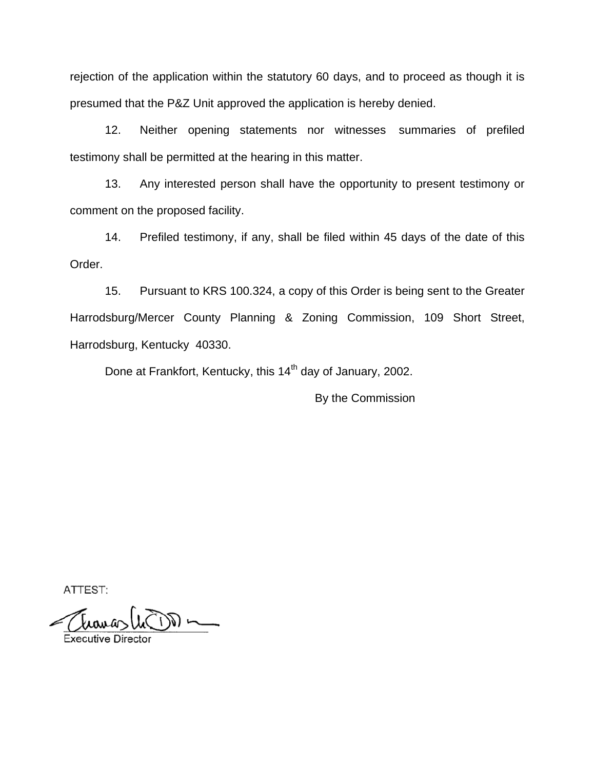rejection of the application within the statutory 60 days, and to proceed as though it is presumed that the P&Z Unit approved the application is hereby denied.

12. Neither opening statements nor witnesses summaries of prefiled testimony shall be permitted at the hearing in this matter.

13. Any interested person shall have the opportunity to present testimony or comment on the proposed facility.

14. Prefiled testimony, if any, shall be filed within 45 days of the date of this Order.

15. Pursuant to KRS 100.324, a copy of this Order is being sent to the Greater Harrodsburg/Mercer County Planning & Zoning Commission, 109 Short Street, Harrodsburg, Kentucky 40330.

Done at Frankfort, Kentucky, this 14th day of January, 2002.

By the Commission

ATTEST:

Executive Director